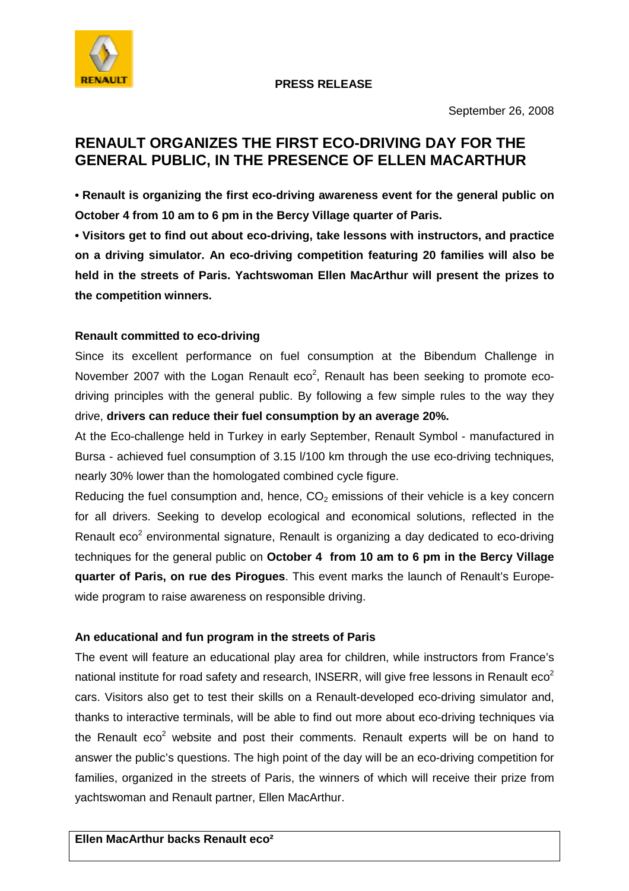**PRESS RELEASE**

September 26, 2008

# RENAULT ORGANIZES THE FIRST ECO-DRIVING DAY FOR THE GENERAL PUBLIC, IN THE PRESENCE OF ELLEN MACARTHUR

**• Renault is organizing the first eco-driving awareness event for the general public on October 4 from 10 am to 6 pm in the Bercy Village quarter of Paris.**

**• Visitors get to find out about eco-driving, take lessons with instructors, and practice on a driving simulator. An eco-driving competition featuring 20 families will also be held in the streets of Paris. Yachtswoman Ellen MacArthur will present the prizes to the competition winners.**

## Renault committed to eco-driving

Since its excellent performance on fuel consumption at the Bibendum Challenge in November 2007 with the Logan Renault eco$^2$, Renault has been seeking to promote eco-driving principles with the general public. By following a few simple rules to the way they drive, **drivers can reduce their fuel consumption by an average 20%.**

At the Eco-challenge held in Turkey in early September, Renault Symbol - manufactured in Bursa - achieved fuel consumption of 3.15 l/100 km through the use eco-driving techniques, nearly 30% lower than the homologated combined cycle figure.

Reducing the fuel consumption and, hence, $CO_2$ emissions of their vehicle is a key concern for all drivers. Seeking to develop ecological and economical solutions, reflected in the Renault eco$^2$ environmental signature, Renault is organizing a day dedicated to eco-driving techniques for the general public on **October 4 from 10 am to 6 pm in the Bercy Village quarter of Paris, on rue des Pirogues**. This event marks the launch of Renault's Europe-wide program to raise awareness on responsible driving.

## An educational and fun program in the streets of Paris

The event will feature an educational play area for children, while instructors from France's national institute for road safety and research, INSERR, will give free lessons in Renault eco$^2$ cars. Visitors also get to test their skills on a Renault-developed eco-driving simulator and, thanks to interactive terminals, will be able to find out more about eco-driving techniques via the Renault eco$^2$ website and post their comments. Renault experts will be on hand to answer the public's questions. The high point of the day will be an eco-driving competition for families, organized in the streets of Paris, the winners of which will receive their prize from yachtswoman and Renault partner, Ellen MacArthur.

**Ellen MacArthur backs Renault eco²**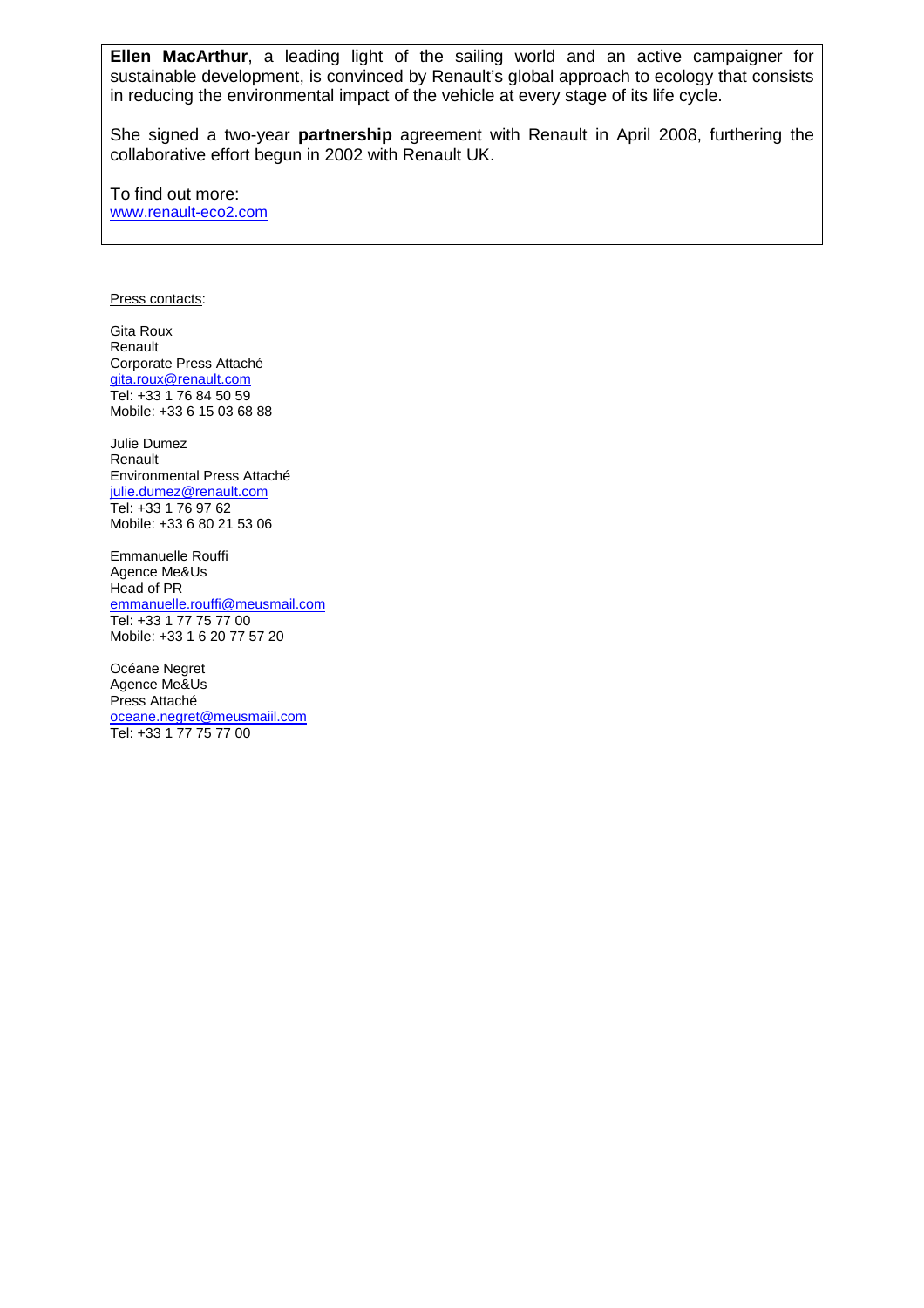**Ellen MacArthur**, a leading light of the sailing world and an active campaigner for sustainable development, is convinced by Renault's global approach to ecology that consists in reducing the environmental impact of the vehicle at every stage of its life cycle.

She signed a two-year **partnership** agreement with Renault in April 2008, furthering the collaborative effort begun in 2002 with Renault UK.

To find out more:
www.renault-eco2.com

Press contacts:

Gita Roux
Renault
Corporate Press Attaché
gita.roux@renault.com
Tel: +33 1 76 84 50 59
Mobile: +33 6 15 03 68 88

Julie Dumez
Renault
Environmental Press Attaché
julie.dumez@renault.com
Tel: +33 1 76 97 62
Mobile: +33 6 80 21 53 06

Emmanuelle Rouffi
Agence Me&Us
Head of PR
emmanuelle.rouffi@meusmail.com
Tel: +33 1 77 75 77 00
Mobile: +33 1 6 20 77 57 20

Océane Negret
Agence Me&Us
Press Attaché
oceane.negret@meusmaiil.com
Tel: +33 1 77 75 77 00